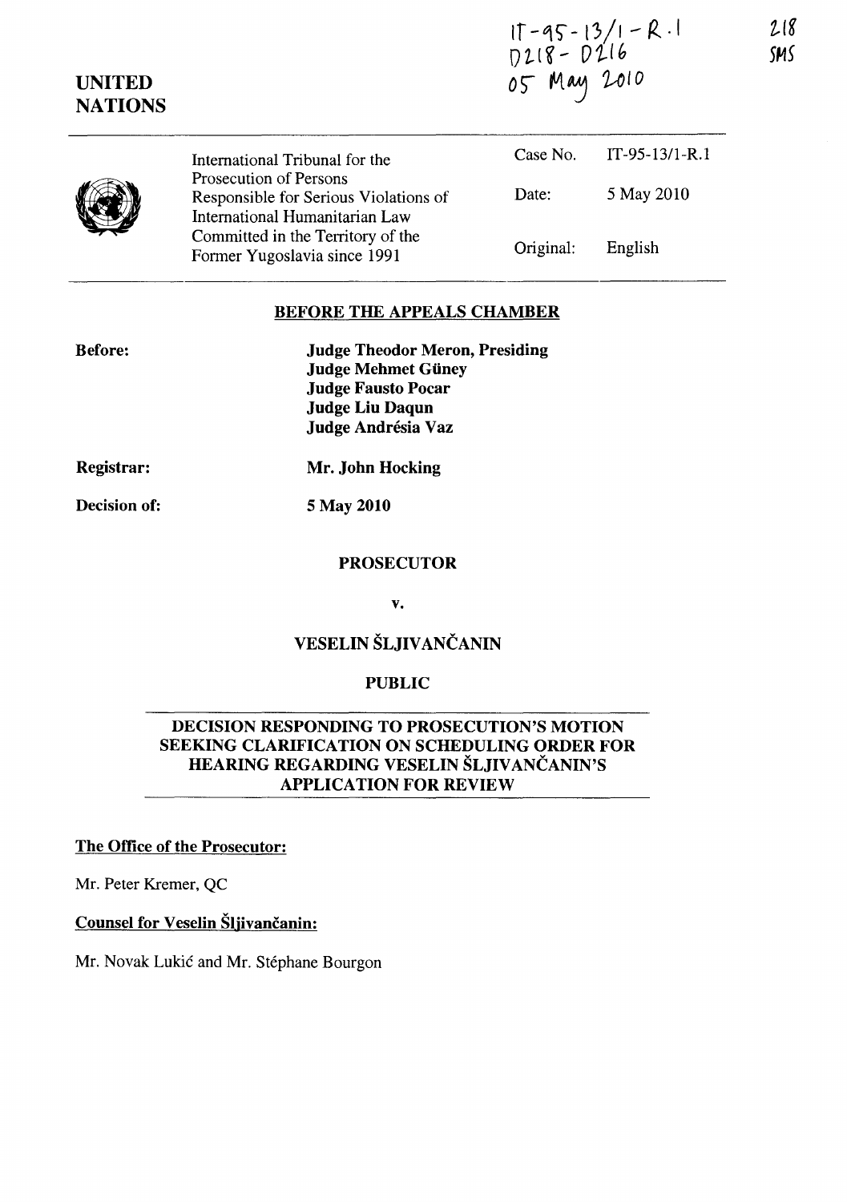IT-95-13/1-R.1
D218 - D216
05 May 2010

218
SMS

**UNITED NATIONS**

| International Tribunal for the Prosecution of Persons Responsible for Serious Violations of International Humanitarian Law Committed in the Territory of the Former Yugoslavia since 1991 | Case No. | IT-95-13/1-R.1 |
|---|---|---|
| | Date: | 5 May 2010 |
| | Original: | English |

## BEFORE THE APPEALS CHAMBER

**Before:**

**Judge Theodor Meron, Presiding**
**Judge Mehmet Güney**
**Judge Fausto Pocar**
**Judge Liu Daqun**
**Judge Andrésia Vaz**

**Registrar:** **Mr. John Hocking**

**Decision of:** **5 May 2010**

**PROSECUTOR**

**v.**

**VESELIN ŠLJIVANČANIN**

**PUBLIC**

## DECISION RESPONDING TO PROSECUTION'S MOTION SEEKING CLARIFICATION ON SCHEDULING ORDER FOR HEARING REGARDING VESELIN ŠLJIVANČANIN'S APPLICATION FOR REVIEW

**The Office of the Prosecutor:**

Mr. Peter Kremer, QC

**Counsel for Veselin Šljivančanin:**

Mr. Novak Lukić and Mr. Stéphane Bourgon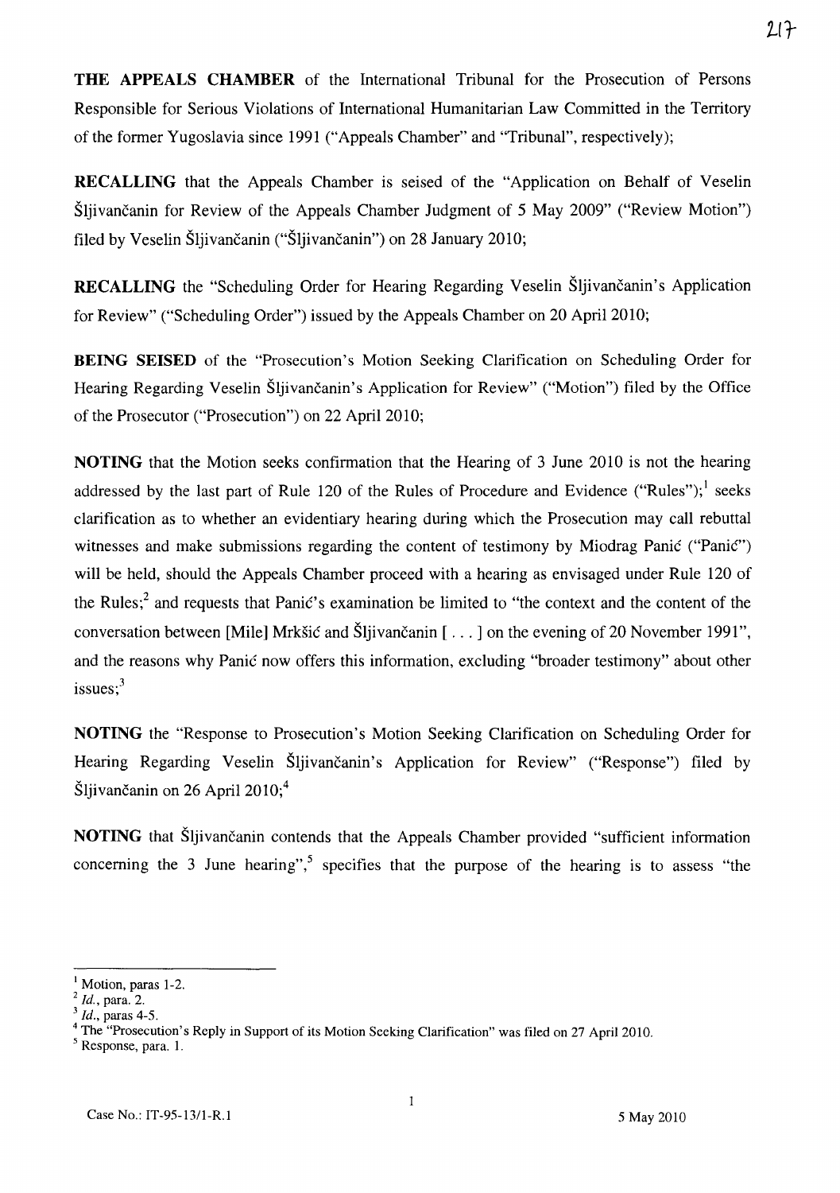**THE APPEALS CHAMBER** of the International Tribunal for the Prosecution of Persons Responsible for Serious Violations of International Humanitarian Law Committed in the Territory of the former Yugoslavia since 1991 ("Appeals Chamber" and "Tribunal", respectively);

**RECALLING** that the Appeals Chamber is seised of the "Application on Behalf of Veselin Šljivančanin for Review of the Appeals Chamber Judgment of 5 May 2009" ("Review Motion") filed by Veselin Šljivančanin ("Šljivančanin") on 28 January 2010;

**RECALLING** the "Scheduling Order for Hearing Regarding Veselin Šljivančanin's Application for Review" ("Scheduling Order") issued by the Appeals Chamber on 20 April 2010;

**BEING SEISED** of the "Prosecution's Motion Seeking Clarification on Scheduling Order for Hearing Regarding Veselin Šljivančanin's Application for Review" ("Motion") filed by the Office of the Prosecutor ("Prosecution") on 22 April 2010;

**NOTING** that the Motion seeks confirmation that the Hearing of 3 June 2010 is not the hearing addressed by the last part of Rule 120 of the Rules of Procedure and Evidence ("Rules");[1] seeks clarification as to whether an evidentiary hearing during which the Prosecution may call rebuttal witnesses and make submissions regarding the content of testimony by Miodrag Panić ("Panić") will be held, should the Appeals Chamber proceed with a hearing as envisaged under Rule 120 of the Rules;[2] and requests that Panić's examination be limited to "the context and the content of the conversation between [Mile] Mrkšić and Šljivančanin [ . . . ] on the evening of 20 November 1991", and the reasons why Panić now offers this information, excluding "broader testimony" about other issues;[3]

**NOTING** the "Response to Prosecution's Motion Seeking Clarification on Scheduling Order for Hearing Regarding Veselin Šljivančanin's Application for Review" ("Response") filed by Šljivančanin on 26 April 2010;[4]

**NOTING** that Šljivančanin contends that the Appeals Chamber provided "sufficient information concerning the 3 June hearing",[5] specifies that the purpose of the hearing is to assess "the

---

[1] Motion, paras 1-2.

[2] *Id.*, para. 2.

[3] *Id.*, paras 4-5.

[4] The "Prosecution's Reply in Support of its Motion Seeking Clarification" was filed on 27 April 2010.

[5] Response, para. 1.

Case No.: IT-95-13/1-R.1 5 May 2010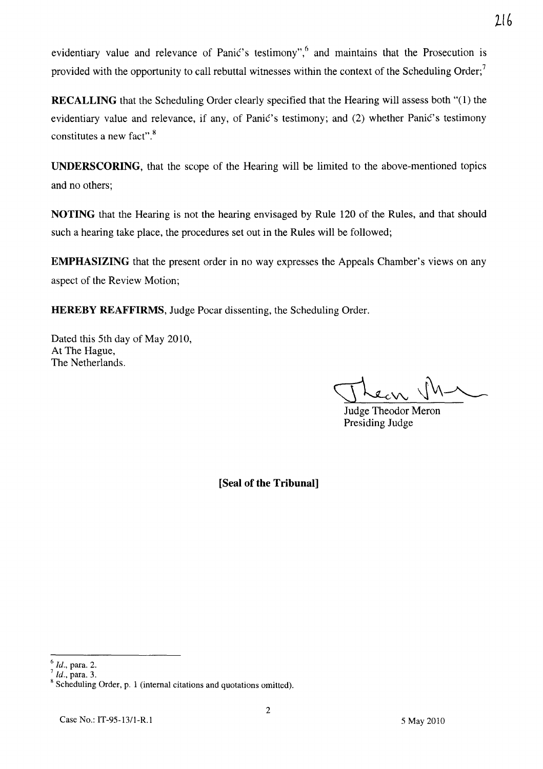evidentiary value and relevance of Panić's testimony",[6] and maintains that the Prosecution is provided with the opportunity to call rebuttal witnesses within the context of the Scheduling Order;[7]

**RECALLING** that the Scheduling Order clearly specified that the Hearing will assess both "(1) the evidentiary value and relevance, if any, of Panić's testimony; and (2) whether Panić's testimony constitutes a new fact".[8]

**UNDERSCORING**, that the scope of the Hearing will be limited to the above-mentioned topics and no others;

**NOTING** that the Hearing is not the hearing envisaged by Rule 120 of the Rules, and that should such a hearing take place, the procedures set out in the Rules will be followed;

**EMPHASIZING** that the present order in no way expresses the Appeals Chamber's views on any aspect of the Review Motion;

**HEREBY REAFFIRMS**, Judge Pocar dissenting, the Scheduling Order.

Dated this 5th day of May 2010,
At The Hague,
The Netherlands.

Judge Theodor Meron
Presiding Judge

**[Seal of the Tribunal]**

---

[6] *Id.*, para. 2.

[7] *Id.*, para. 3.

[8] Scheduling Order, p. 1 (internal citations and quotations omitted).

Case No.: IT-95-13/1-R.1 5 May 2010